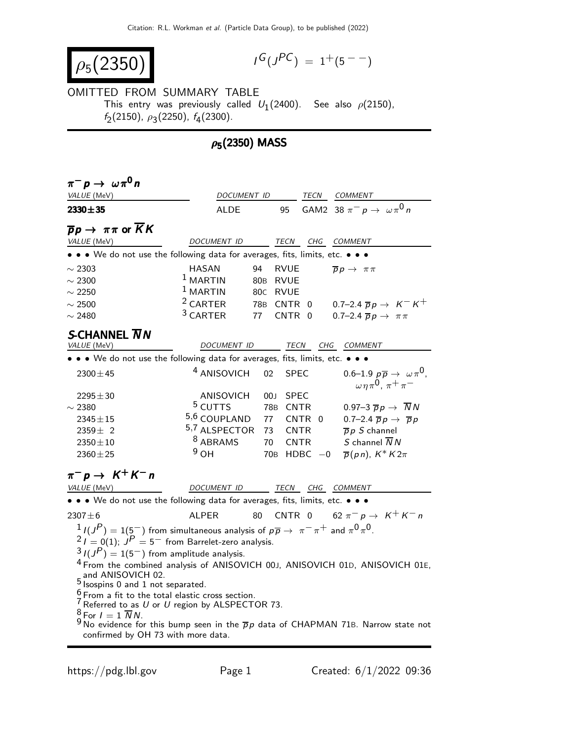# $\rho_5(2350)$

$I^G(J^{PC}) = 1^+(5^{--})$

OMITTED FROM SUMMARY TABLE

This entry was previously called $U_1(2400)$. See also $\rho(2150)$, $f_2(2150)$, $\rho_3(2250)$, $f_4(2300)$.

## $\rho_5(2350)$ MASS

### $\pi^- p \to \omega \pi^0 n$

| VALUE (MeV) | DOCUMENT ID | | TECN | COMMENT |
|---|---|---|---|---|
| **2330±35** | ALDE | 95 | GAM2 | 38 $\pi^- p \to \omega \pi^0 n$ |

### $\overline{p}p \to \pi\pi$ or $\overline{K}K$

| VALUE (MeV) | DOCUMENT ID | | TECN | CHG | COMMENT |
|---|---|---|---|---|---|
| • • • We do not use the following data for averages, fits, limits, etc. • • • | | | | | |
| ∼ 2303 | HASAN | 94 | RVUE | | $\overline{p}p \to \pi\pi$ |
| ∼ 2300 | [1] MARTIN | 80B | RVUE | | |
| ∼ 2250 | [1] MARTIN | 80C | RVUE | | |
| ∼ 2500 | [2] CARTER | 78B | CNTR | 0 | 0.7–2.4 $\overline{p}p \to K^- K^+$ |
| ∼ 2480 | [3] CARTER | 77 | CNTR | 0 | 0.7–2.4 $\overline{p}p \to \pi\pi$ |

### S-CHANNEL $\overline{N}N$

| VALUE (MeV) | DOCUMENT ID | | TECN | CHG | COMMENT |
|---|---|---|---|---|---|
| • • • We do not use the following data for averages, fits, limits, etc. • • • | | | | | |
| 2300±45 | [4] ANISOVICH | 02 | SPEC | | 0.6–1.9 $p\overline{p} \to \omega\pi^0$, $\omega\eta\pi^0$, $\pi^+\pi^-$ |
| 2295±30 | ANISOVICH | 00J | SPEC | | |
| ∼ 2380 | [5] CUTTS | 78B | CNTR | | 0.97–3 $\overline{p}p \to \overline{N}N$ |
| 2345±15 | [5,6] COUPLAND | 77 | CNTR | 0 | 0.7–2.4 $\overline{p}p \to \overline{p}p$ |
| 2359± 2 | [5,7] ALSPECTOR | 73 | CNTR | | $\overline{p}p$ S channel |
| 2350±10 | [8] ABRAMS | 70 | CNTR | | S channel $\overline{N}N$ |
| 2360±25 | [9] OH | 70B | HDBC | −0 | $\overline{p}(pn)$, $K^* K 2\pi$ |

### $\pi^- p \to K^+ K^- n$

| VALUE (MeV) | DOCUMENT ID | | TECN | CHG | COMMENT |
|---|---|---|---|---|---|
| • • • We do not use the following data for averages, fits, limits, etc. • • • | | | | | |
| 2307±6 | ALPER | 80 | CNTR | 0 | 62 $\pi^- p \to K^+ K^- n$ |

[1] $I(J^P) = 1(5^-)$ from simultaneous analysis of $p\overline{p} \to \pi^-\pi^+$ and $\pi^0\pi^0$.

[2] $I = 0(1)$; $J^P = 5^-$ from Barrelet-zero analysis.

[3] $I(J^P) = 1(5^-)$ from amplitude analysis.

[4] From the combined analysis of ANISOVICH 00J, ANISOVICH 01D, ANISOVICH 01E, and ANISOVICH 02.

[5] Isospins 0 and 1 not separated.

[6] From a fit to the total elastic cross section.

[7] Referred to as $U$ or $U$ region by ALSPECTOR 73.

[8] For $I = 1$ $\overline{N}N$.

[9] No evidence for this bump seen in the $\overline{p}p$ data of CHAPMAN 71B. Narrow state not confirmed by OH 73 with more data.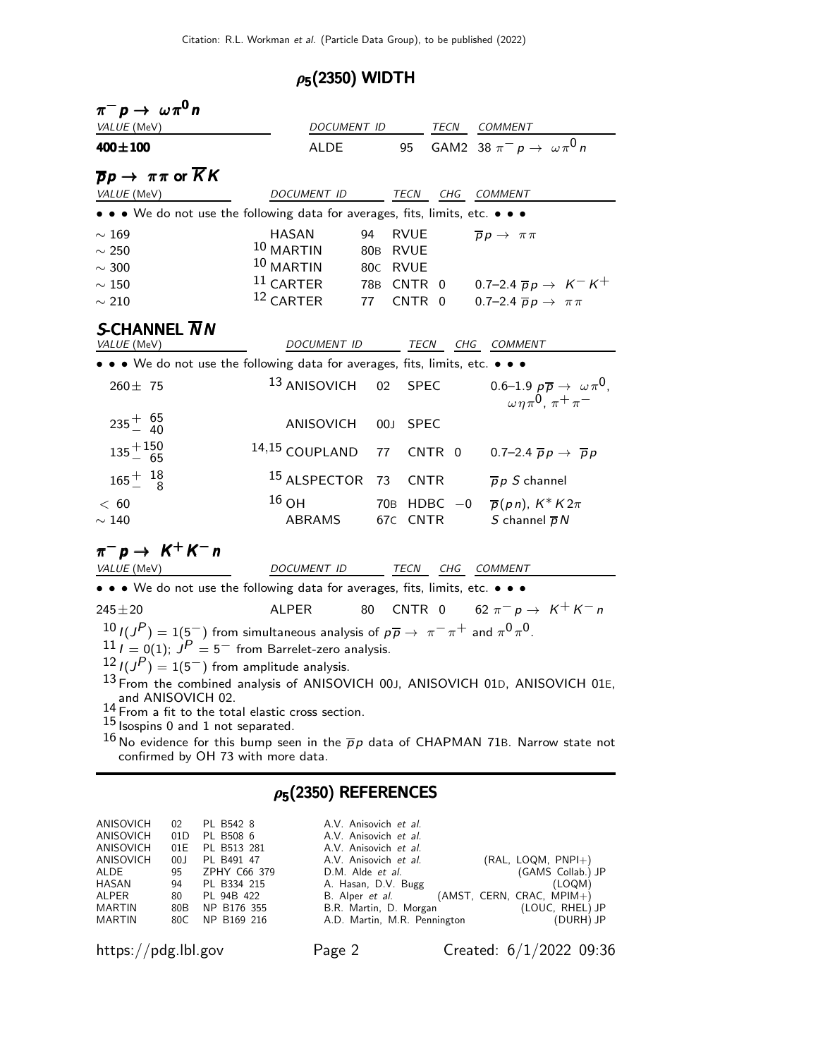## $\rho_5(2350)$ WIDTH

### $\pi^- p \to \omega \pi^0 n$

| VALUE (MeV) | DOCUMENT ID | | TECN | COMMENT |
|---|---|---|---|---|
| **400±100** | ALDE | 95 | GAM2 | 38 $\pi^- p \to \omega \pi^0 n$ |

### $\overline{p} p \to \pi\pi$ or $\overline{K} K$

| VALUE (MeV) | DOCUMENT ID | | TECN | CHG | COMMENT |
|---|---|---|---|---|---|
| • • • We do not use the following data for averages, fits, limits, etc. • • • | | | | | |
| $\sim 169$ | HASAN | 94 | RVUE | | $\overline{p} p \to \pi\pi$ |
| $\sim 250$ | [10] MARTIN | 80B | RVUE | | |
| $\sim 300$ | [10] MARTIN | 80C | RVUE | | |
| $\sim 150$ | [11] CARTER | 78B | CNTR | 0 | 0.7–2.4 $\overline{p} p \to K^- K^+$ |
| $\sim 210$ | [12] CARTER | 77 | CNTR | 0 | 0.7–2.4 $\overline{p} p \to \pi\pi$ |

### S-CHANNEL $\overline{N} N$

| VALUE (MeV) | DOCUMENT ID | | TECN | CHG | COMMENT |
|---|---|---|---|---|---|
| • • • We do not use the following data for averages, fits, limits, etc. • • • | | | | | |
| $260 \pm 75$ | [13] ANISOVICH | 02 | SPEC | | 0.6–1.9 $p\overline{p} \to \omega\pi^0$, $\omega\eta\pi^0$, $\pi^+\pi^-$ |
| $235^{+65}_{-40}$ | ANISOVICH | 00J | SPEC | | |
| $135^{+150}_{-65}$ | [14,15] COUPLAND | 77 | CNTR | 0 | 0.7–2.4 $\overline{p} p \to \overline{p} p$ |
| $165^{+18}_{-8}$ | [15] ALSPECTOR | 73 | CNTR | | $\overline{p} p$ S channel |
| $< 60$ | [16] OH | 70B | HDBC | $-0$ | $\overline{p}(pn)$, $K^* K 2\pi$ |
| $\sim 140$ | ABRAMS | 67C | CNTR | | S channel $\overline{p} N$ |

### $\pi^- p \to K^+ K^- n$

| VALUE (MeV) | DOCUMENT ID | | TECN | CHG | COMMENT |
|---|---|---|---|---|---|
| • • • We do not use the following data for averages, fits, limits, etc. • • • | | | | | |
| $245 \pm 20$ | ALPER | 80 | CNTR | 0 | 62 $\pi^- p \to K^+ K^- n$ |

[10] $I(J^P) = 1(5^-)$ from simultaneous analysis of $p\overline{p} \to \pi^-\pi^+$ and $\pi^0\pi^0$.
[11] $I = 0(1)$; $J^P = 5^-$ from Barrelet-zero analysis.
[12] $I(J^P) = 1(5^-)$ from amplitude analysis.
[13] From the combined analysis of ANISOVICH 00J, ANISOVICH 01D, ANISOVICH 01E, and ANISOVICH 02.
[14] From a fit to the total elastic cross section.
[15] Isospins 0 and 1 not separated.
[16] No evidence for this bump seen in the $\overline{p} p$ data of CHAPMAN 71B. Narrow state not confirmed by OH 73 with more data.

## $\rho_5(2350)$ REFERENCES

| | | | | |
|---|---|---|---|---|
| ANISOVICH | 02 | PL B542 8 | A.V. Anisovich *et al.* | |
| ANISOVICH | 01D | PL B508 6 | A.V. Anisovich *et al.* | |
| ANISOVICH | 01E | PL B513 281 | A.V. Anisovich *et al.* | |
| ANISOVICH | 00J | PL B491 47 | A.V. Anisovich *et al.* | (RAL, LOQM, PNPI+) |
| ALDE | 95 | ZPHY C66 379 | D.M. Alde *et al.* | (GAMS Collab.) JP |
| HASAN | 94 | PL B334 215 | A. Hasan, D.V. Bugg | (LOQM) |
| ALPER | 80 | PL 94B 422 | B. Alper *et al.* | (AMST, CERN, CRAC, MPIM+) |
| MARTIN | 80B | NP B176 355 | B.R. Martin, D. Morgan | (LOUC, RHEL) JP |
| MARTIN | 80C | NP B169 216 | A.D. Martin, M.R. Pennington | (DURH) JP |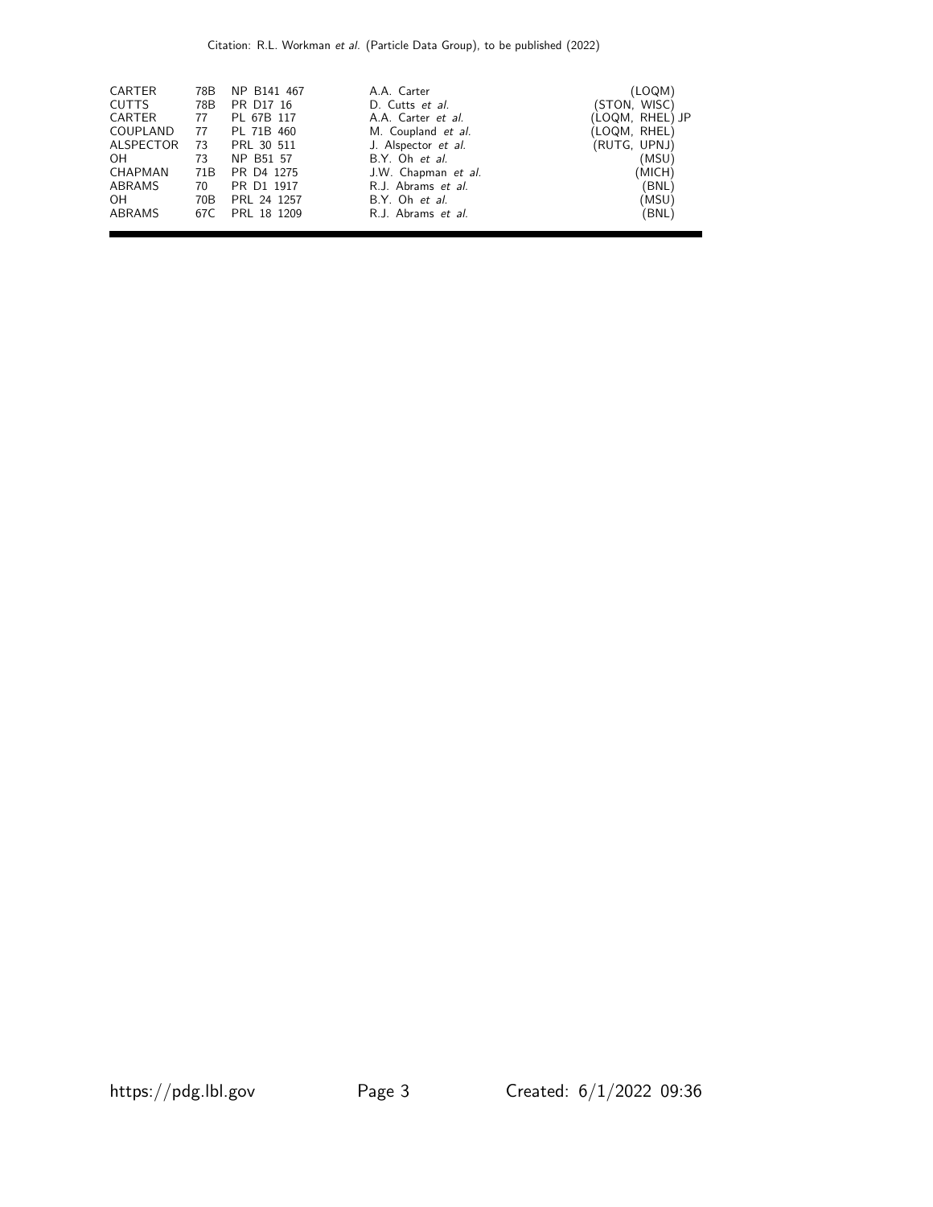| | | | | |
|---|---|---|---|---|
| CARTER | 78B | NP B141 467 | A.A. Carter | (LOQM) |
| CUTTS | 78B | PR D17 16 | D. Cutts *et al.* | (STON, WISC) |
| CARTER | 77 | PL 67B 117 | A.A. Carter *et al.* | (LOQM, RHEL) JP |
| COUPLAND | 77 | PL 71B 460 | M. Coupland *et al.* | (LOQM, RHEL) |
| ALSPECTOR | 73 | PRL 30 511 | J. Alspector *et al.* | (RUTG, UPNJ) |
| OH | 73 | NP B51 57 | B.Y. Oh *et al.* | (MSU) |
| CHAPMAN | 71B | PR D4 1275 | J.W. Chapman *et al.* | (MICH) |
| ABRAMS | 70 | PR D1 1917 | R.J. Abrams *et al.* | (BNL) |
| OH | 70B | PRL 24 1257 | B.Y. Oh *et al.* | (MSU) |
| ABRAMS | 67C | PRL 18 1209 | R.J. Abrams *et al.* | (BNL) |